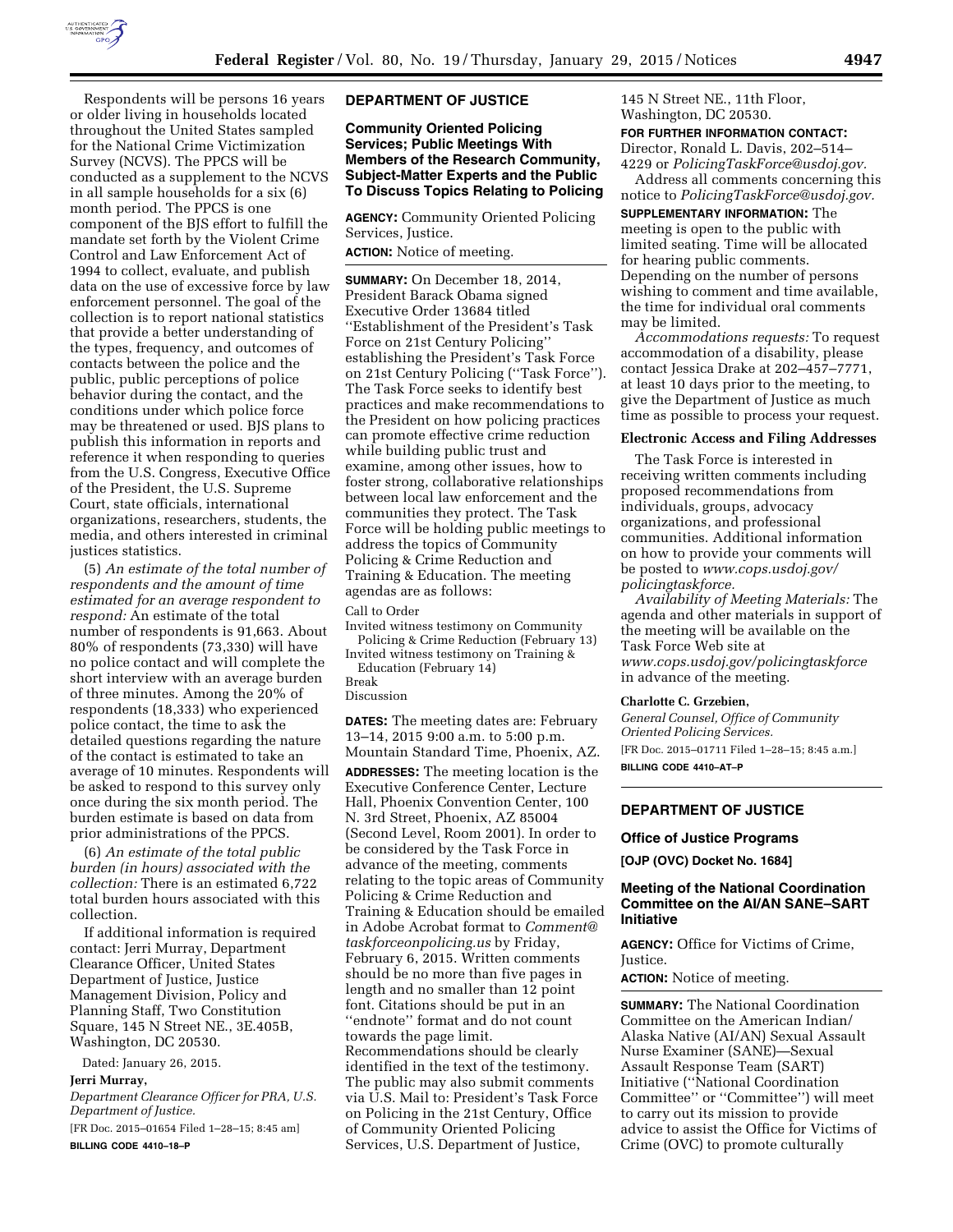Respondents will be persons 16 years or older living in households located throughout the United States sampled for the National Crime Victimization Survey (NCVS). The PPCS will be conducted as a supplement to the NCVS in all sample households for a six (6) month period. The PPCS is one component of the BJS effort to fulfill the mandate set forth by the Violent Crime Control and Law Enforcement Act of 1994 to collect, evaluate, and publish data on the use of excessive force by law enforcement personnel. The goal of the collection is to report national statistics that provide a better understanding of the types, frequency, and outcomes of contacts between the police and the public, public perceptions of police behavior during the contact, and the conditions under which police force may be threatened or used. BJS plans to publish this information in reports and reference it when responding to queries from the U.S. Congress, Executive Office of the President, the U.S. Supreme Court, state officials, international organizations, researchers, students, the media, and others interested in criminal justices statistics.

(5) *An estimate of the total number of respondents and the amount of time estimated for an average respondent to respond:* An estimate of the total number of respondents is 91,663. About 80% of respondents (73,330) will have no police contact and will complete the short interview with an average burden of three minutes. Among the 20% of respondents (18,333) who experienced police contact, the time to ask the detailed questions regarding the nature of the contact is estimated to take an average of 10 minutes. Respondents will be asked to respond to this survey only once during the six month period. The burden estimate is based on data from prior administrations of the PPCS.

(6) *An estimate of the total public burden (in hours) associated with the collection:* There is an estimated 6,722 total burden hours associated with this collection.

If additional information is required contact: Jerri Murray, Department Clearance Officer, United States Department of Justice, Justice Management Division, Policy and Planning Staff, Two Constitution Square, 145 N Street NE., 3E.405B, Washington, DC 20530.

Dated: January 26, 2015.

**Jerri Murray,**

*Department Clearance Officer for PRA, U.S. Department of Justice.*

[FR Doc. 2015–01654 Filed 1–28–15; 8:45 am]

**BILLING CODE 4410–18–P**

---

## DEPARTMENT OF JUSTICE

### Community Oriented Policing Services; Public Meetings With Members of the Research Community, Subject-Matter Experts and the Public To Discuss Topics Relating to Policing

**AGENCY:** Community Oriented Policing Services, Justice.

**ACTION:** Notice of meeting.

**SUMMARY:** On December 18, 2014, President Barack Obama signed Executive Order 13684 titled ''Establishment of the President's Task Force on 21st Century Policing'' establishing the President's Task Force on 21st Century Policing (''Task Force''). The Task Force seeks to identify best practices and make recommendations to the President on how policing practices can promote effective crime reduction while building public trust and examine, among other issues, how to foster strong, collaborative relationships between local law enforcement and the communities they protect. The Task Force will be holding public meetings to address the topics of Community Policing & Crime Reduction and Training & Education. The meeting agendas are as follows:

Call to Order
Invited witness testimony on Community Policing & Crime Reduction (February 13)
Invited witness testimony on Training & Education (February 14)
Break
Discussion

**DATES:** The meeting dates are: February 13–14, 2015 9:00 a.m. to 5:00 p.m. Mountain Standard Time, Phoenix, AZ.

**ADDRESSES:** The meeting location is the Executive Conference Center, Lecture Hall, Phoenix Convention Center, 100 N. 3rd Street, Phoenix, AZ 85004 (Second Level, Room 2001). In order to be considered by the Task Force in advance of the meeting, comments relating to the topic areas of Community Policing & Crime Reduction and Training & Education should be emailed in Adobe Acrobat format to *Comment@taskforceonpolicing.us* by Friday, February 6, 2015. Written comments should be no more than five pages in length and no smaller than 12 point font. Citations should be put in an ''endnote'' format and do not count towards the page limit. Recommendations should be clearly identified in the text of the testimony. The public may also submit comments via U.S. Mail to: President's Task Force on Policing in the 21st Century, Office of Community Oriented Policing Services, U.S. Department of Justice, 145 N Street NE., 11th Floor, Washington, DC 20530.

**FOR FURTHER INFORMATION CONTACT:** Director, Ronald L. Davis, 202–514–4229 or *PolicingTaskForce@usdoj.gov.*

Address all comments concerning this notice to *PolicingTaskForce@usdoj.gov.*

**SUPPLEMENTARY INFORMATION:** The meeting is open to the public with limited seating. Time will be allocated for hearing public comments. Depending on the number of persons wishing to comment and time available, the time for individual oral comments may be limited.

*Accommodations requests:* To request accommodation of a disability, please contact Jessica Drake at 202–457–7771, at least 10 days prior to the meeting, to give the Department of Justice as much time as possible to process your request.

#### Electronic Access and Filing Addresses

The Task Force is interested in receiving written comments including proposed recommendations from individuals, groups, advocacy organizations, and professional communities. Additional information on how to provide your comments will be posted to *www.cops.usdoj.gov/policingtaskforce.*

*Availability of Meeting Materials:* The agenda and other materials in support of the meeting will be available on the Task Force Web site at *www.cops.usdoj.gov/policingtaskforce* in advance of the meeting.

**Charlotte C. Grzebien,**

*General Counsel, Office of Community Oriented Policing Services.*

[FR Doc. 2015–01711 Filed 1–28–15; 8:45 a.m.]

**BILLING CODE 4410–AT–P**

---

## DEPARTMENT OF JUSTICE

### Office of Justice Programs

**[OJP (OVC) Docket No. 1684]**

### Meeting of the National Coordination Committee on the AI/AN SANE–SART Initiative

**AGENCY:** Office for Victims of Crime, Justice.

**ACTION:** Notice of meeting.

**SUMMARY:** The National Coordination Committee on the American Indian/Alaska Native (AI/AN) Sexual Assault Nurse Examiner (SANE)—Sexual Assault Response Team (SART) Initiative (''National Coordination Committee'' or ''Committee'') will meet to carry out its mission to provide advice to assist the Office for Victims of Crime (OVC) to promote culturally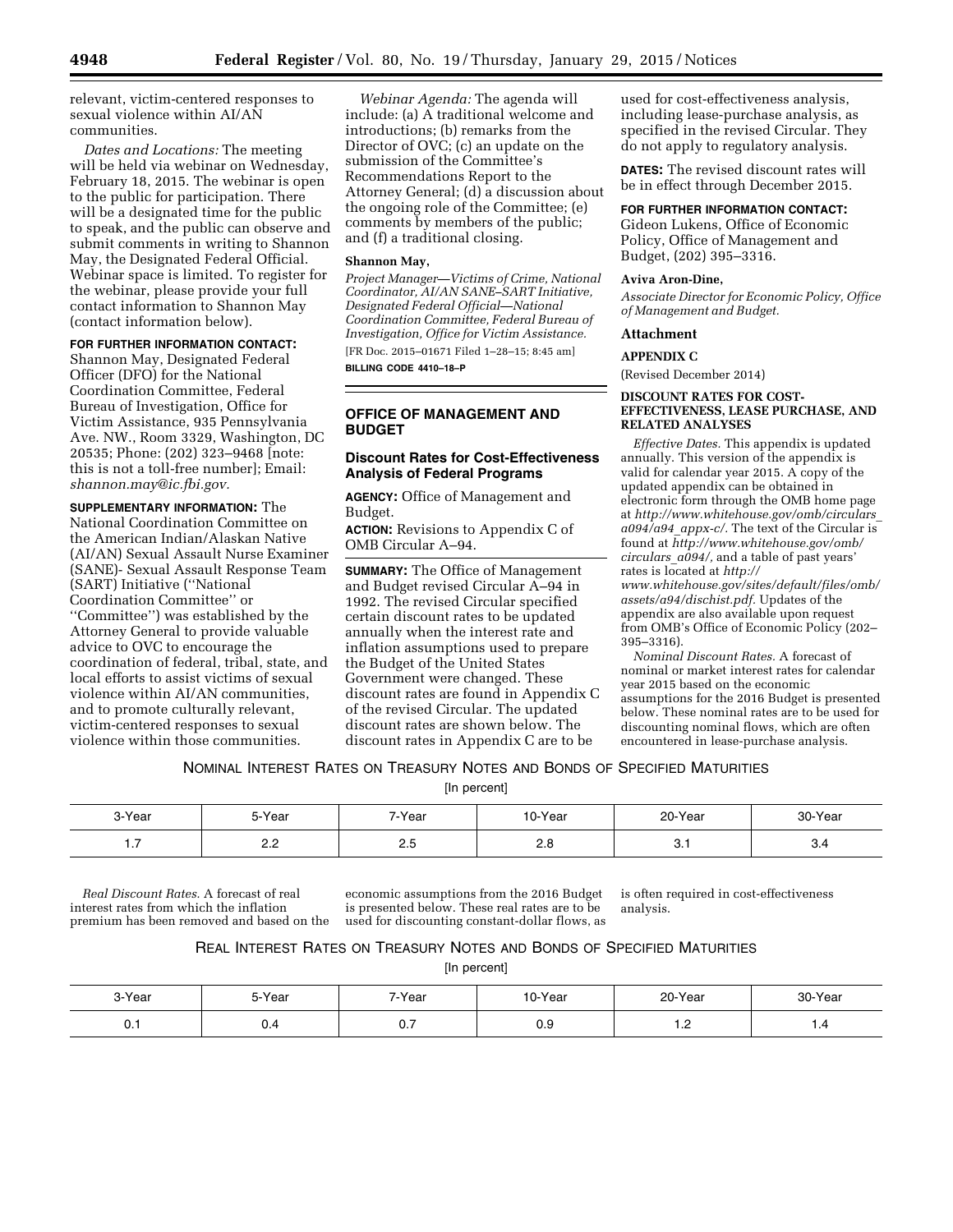relevant, victim-centered responses to sexual violence within AI/AN communities.

*Dates and Locations:* The meeting will be held via webinar on Wednesday, February 18, 2015. The webinar is open to the public for participation. There will be a designated time for the public to speak, and the public can observe and submit comments in writing to Shannon May, the Designated Federal Official. Webinar space is limited. To register for the webinar, please provide your full contact information to Shannon May (contact information below).

**FOR FURTHER INFORMATION CONTACT:** Shannon May, Designated Federal Officer (DFO) for the National Coordination Committee, Federal Bureau of Investigation, Office for Victim Assistance, 935 Pennsylvania Ave. NW., Room 3329, Washington, DC 20535; Phone: (202) 323–9468 [note: this is not a toll-free number]; Email: *shannon.may@ic.fbi.gov.*

**SUPPLEMENTARY INFORMATION:** The National Coordination Committee on the American Indian/Alaskan Native (AI/AN) Sexual Assault Nurse Examiner (SANE)- Sexual Assault Response Team (SART) Initiative (''National Coordination Committee'' or ''Committee'') was established by the Attorney General to provide valuable advice to OVC to encourage the coordination of federal, tribal, state, and local efforts to assist victims of sexual violence within AI/AN communities, and to promote culturally relevant, victim-centered responses to sexual violence within those communities.

*Webinar Agenda:* The agenda will include: (a) A traditional welcome and introductions; (b) remarks from the Director of OVC; (c) an update on the submission of the Committee's Recommendations Report to the Attorney General; (d) a discussion about the ongoing role of the Committee; (e) comments by members of the public; and (f) a traditional closing.

**Shannon May,**

*Project Manager—Victims of Crime, National Coordinator, AI/AN SANE–SART Initiative, Designated Federal Official—National Coordination Committee, Federal Bureau of Investigation, Office for Victim Assistance.*

[FR Doc. 2015–01671 Filed 1–28–15; 8:45 am]

**BILLING CODE 4410–18–P**

## OFFICE OF MANAGEMENT AND BUDGET

### Discount Rates for Cost-Effectiveness Analysis of Federal Programs

**AGENCY:** Office of Management and Budget.

**ACTION:** Revisions to Appendix C of OMB Circular A–94.

**SUMMARY:** The Office of Management and Budget revised Circular A–94 in 1992. The revised Circular specified certain discount rates to be updated annually when the interest rate and inflation assumptions used to prepare the Budget of the United States Government were changed. These discount rates are found in Appendix C of the revised Circular. The updated discount rates are shown below. The discount rates in Appendix C are to be used for cost-effectiveness analysis, including lease-purchase analysis, as specified in the revised Circular. They do not apply to regulatory analysis.

**DATES:** The revised discount rates will be in effect through December 2015.

**FOR FURTHER INFORMATION CONTACT:** Gideon Lukens, Office of Economic Policy, Office of Management and Budget, (202) 395–3316.

**Aviva Aron-Dine,**

*Associate Director for Economic Policy, Office of Management and Budget.*

**Attachment**

**APPENDIX C**

(Revised December 2014)

**DISCOUNT RATES FOR COST-EFFECTIVENESS, LEASE PURCHASE, AND RELATED ANALYSES**

*Effective Dates.* This appendix is updated annually. This version of the appendix is valid for calendar year 2015. A copy of the updated appendix can be obtained in electronic form through the OMB home page at *http://www.whitehouse.gov/omb/circulars_a094/a94_appx-c/.* The text of the Circular is found at *http://www.whitehouse.gov/omb/circulars_a094/,* and a table of past years' rates is located at *http://www.whitehouse.gov/sites/default/files/omb/assets/a94/dischist.pdf.* Updates of the appendix are also available upon request from OMB's Office of Economic Policy (202–395–3316).

*Nominal Discount Rates.* A forecast of nominal or market interest rates for calendar year 2015 based on the economic assumptions for the 2016 Budget is presented below. These nominal rates are to be used for discounting nominal flows, which are often encountered in lease-purchase analysis.

NOMINAL INTEREST RATES ON TREASURY NOTES AND BONDS OF SPECIFIED MATURITIES

[In percent]

| 3-Year | 5-Year | 7-Year | 10-Year | 20-Year | 30-Year |
|---|---|---|---|---|---|
| 1.7 | 2.2 | 2.5 | 2.8 | 3.1 | 3.4 |

*Real Discount Rates.* A forecast of real interest rates from which the inflation premium has been removed and based on the economic assumptions from the 2016 Budget is presented below. These real rates are to be used for discounting constant-dollar flows, as is often required in cost-effectiveness analysis.

REAL INTEREST RATES ON TREASURY NOTES AND BONDS OF SPECIFIED MATURITIES

[In percent]

| 3-Year | 5-Year | 7-Year | 10-Year | 20-Year | 30-Year |
|---|---|---|---|---|---|
| 0.1 | 0.4 | 0.7 | 0.9 | 1.2 | 1.4 |